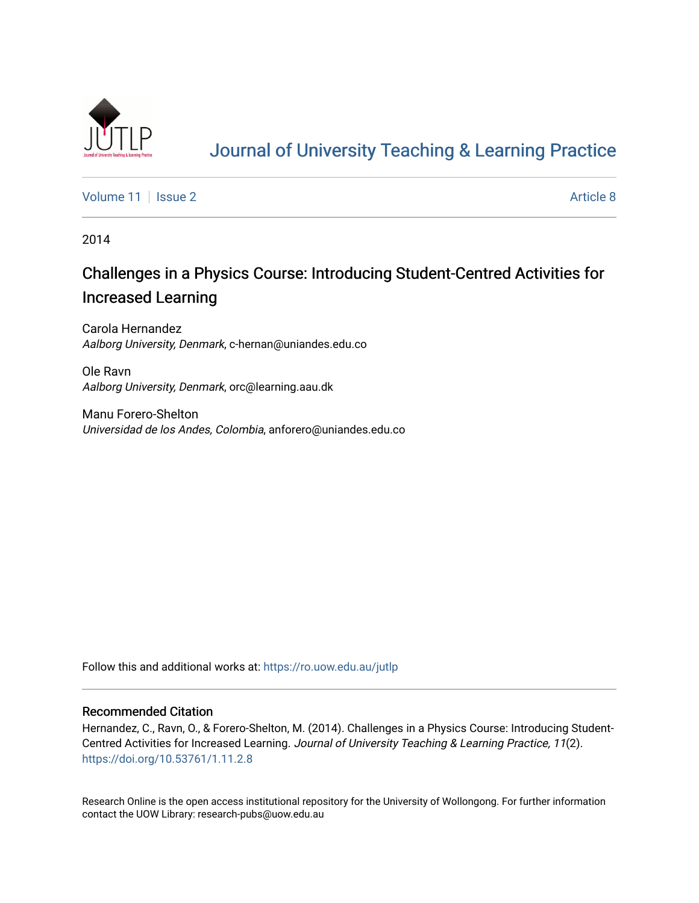# Journal of University Teaching & Learning Practice

Volume 11 | Issue 2 | Article 8

2014

## Challenges in a Physics Course: Introducing Student-Centred Activities for Increased Learning

Carola Hernandez
*Aalborg University, Denmark*, c-hernan@uniandes.edu.co

Ole Ravn
*Aalborg University, Denmark*, orc@learning.aau.dk

Manu Forero-Shelton
*Universidad de los Andes, Colombia*, anforero@uniandes.edu.co

Follow this and additional works at: https://ro.uow.edu.au/jutlp

### Recommended Citation

Hernandez, C., Ravn, O., & Forero-Shelton, M. (2014). Challenges in a Physics Course: Introducing Student-Centred Activities for Increased Learning. *Journal of University Teaching & Learning Practice, 11*(2). https://doi.org/10.53761/1.11.2.8

Research Online is the open access institutional repository for the University of Wollongong. For further information contact the UOW Library: research-pubs@uow.edu.au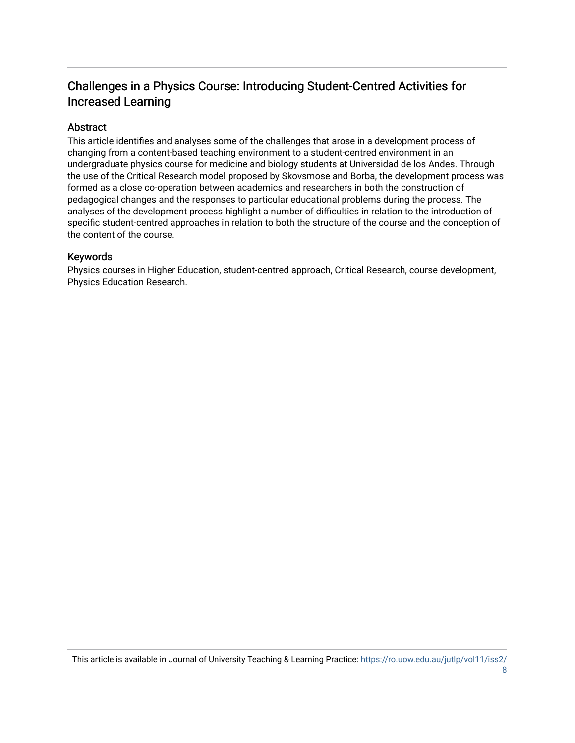## Challenges in a Physics Course: Introducing Student-Centred Activities for Increased Learning

### Abstract

This article identifies and analyses some of the challenges that arose in a development process of changing from a content-based teaching environment to a student-centred environment in an undergraduate physics course for medicine and biology students at Universidad de los Andes. Through the use of the Critical Research model proposed by Skovsmose and Borba, the development process was formed as a close co-operation between academics and researchers in both the construction of pedagogical changes and the responses to particular educational problems during the process. The analyses of the development process highlight a number of difficulties in relation to the introduction of specific student-centred approaches in relation to both the structure of the course and the conception of the content of the course.

### Keywords

Physics courses in Higher Education, student-centred approach, Critical Research, course development, Physics Education Research.

This article is available in Journal of University Teaching & Learning Practice: https://ro.uow.edu.au/jutlp/vol11/iss2/8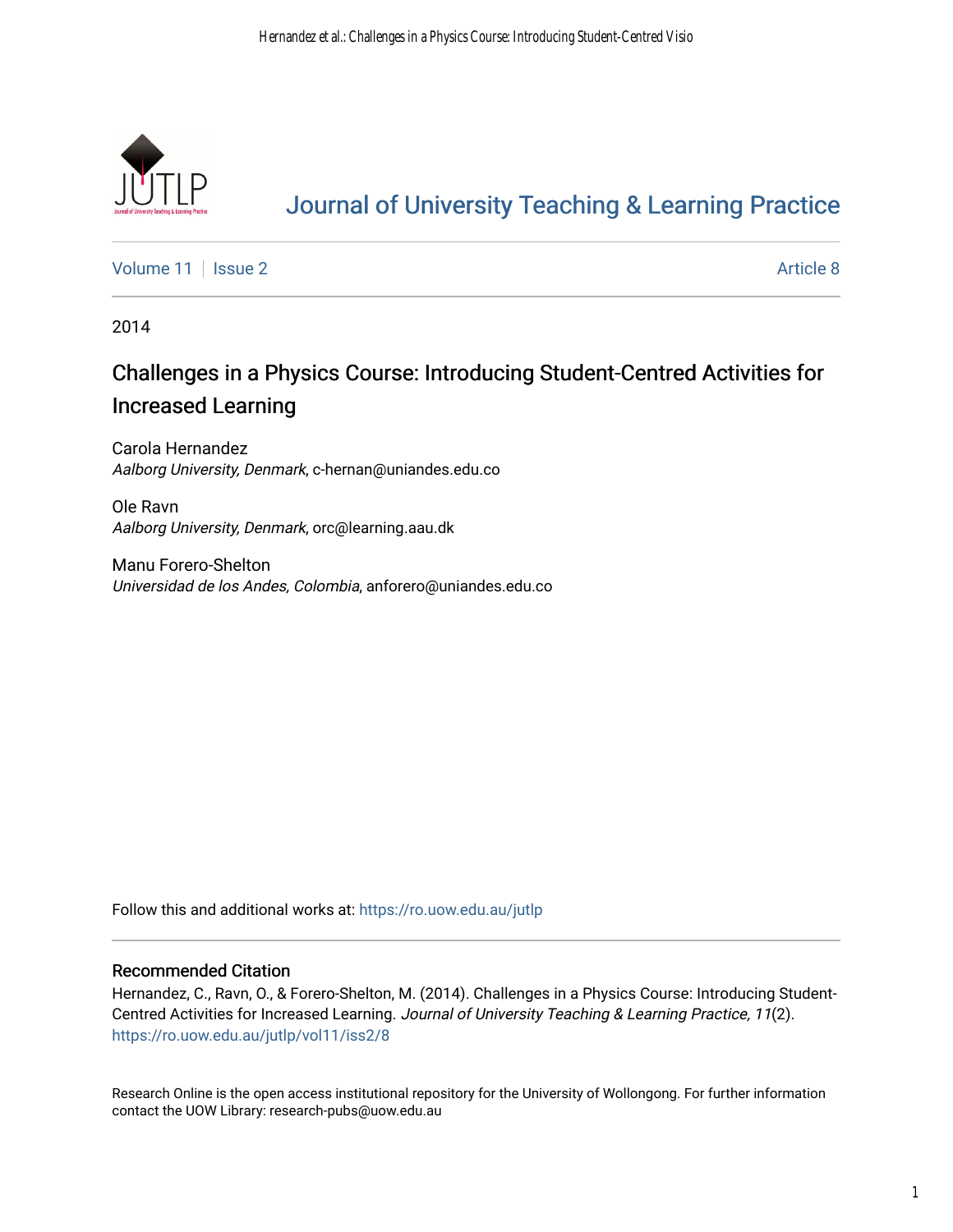[JUTLP](https://ro.uow.edu.au/jutlp)

# Journal of University Teaching & Learning Practice

Volume 11 | Issue 2 | Article 8

2014

## Challenges in a Physics Course: Introducing Student-Centred Activities for Increased Learning

Carola Hernandez
*Aalborg University, Denmark*, c-hernan@uniandes.edu.co

Ole Ravn
*Aalborg University, Denmark*, orc@learning.aau.dk

Manu Forero-Shelton
*Universidad de los Andes, Colombia*, anforero@uniandes.edu.co

Follow this and additional works at: https://ro.uow.edu.au/jutlp

### Recommended Citation

Hernandez, C., Ravn, O., & Forero-Shelton, M. (2014). Challenges in a Physics Course: Introducing Student-Centred Activities for Increased Learning. *Journal of University Teaching & Learning Practice, 11*(2). https://ro.uow.edu.au/jutlp/vol11/iss2/8

Research Online is the open access institutional repository for the University of Wollongong. For further information contact the UOW Library: research-pubs@uow.edu.au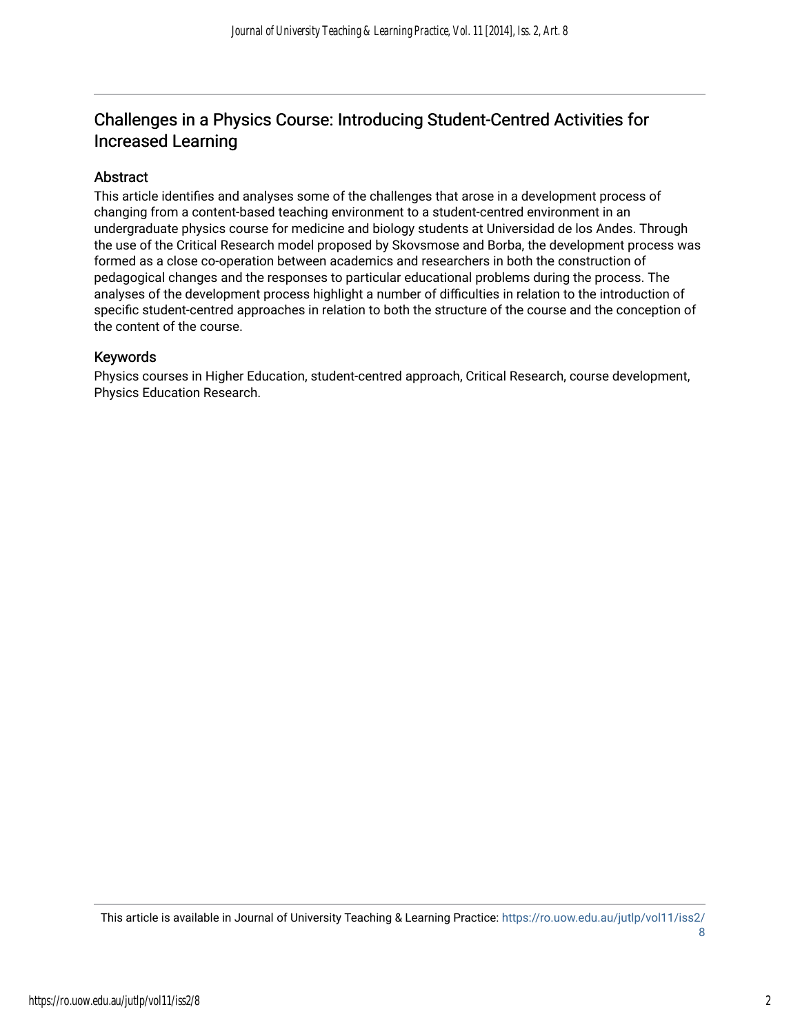## Challenges in a Physics Course: Introducing Student-Centred Activities for Increased Learning

### Abstract

This article identifies and analyses some of the challenges that arose in a development process of changing from a content-based teaching environment to a student-centred environment in an undergraduate physics course for medicine and biology students at Universidad de los Andes. Through the use of the Critical Research model proposed by Skovsmose and Borba, the development process was formed as a close co-operation between academics and researchers in both the construction of pedagogical changes and the responses to particular educational problems during the process. The analyses of the development process highlight a number of difficulties in relation to the introduction of specific student-centred approaches in relation to both the structure of the course and the conception of the content of the course.

### Keywords

Physics courses in Higher Education, student-centred approach, Critical Research, course development, Physics Education Research.

This article is available in Journal of University Teaching & Learning Practice: https://ro.uow.edu.au/jutlp/vol11/iss2/8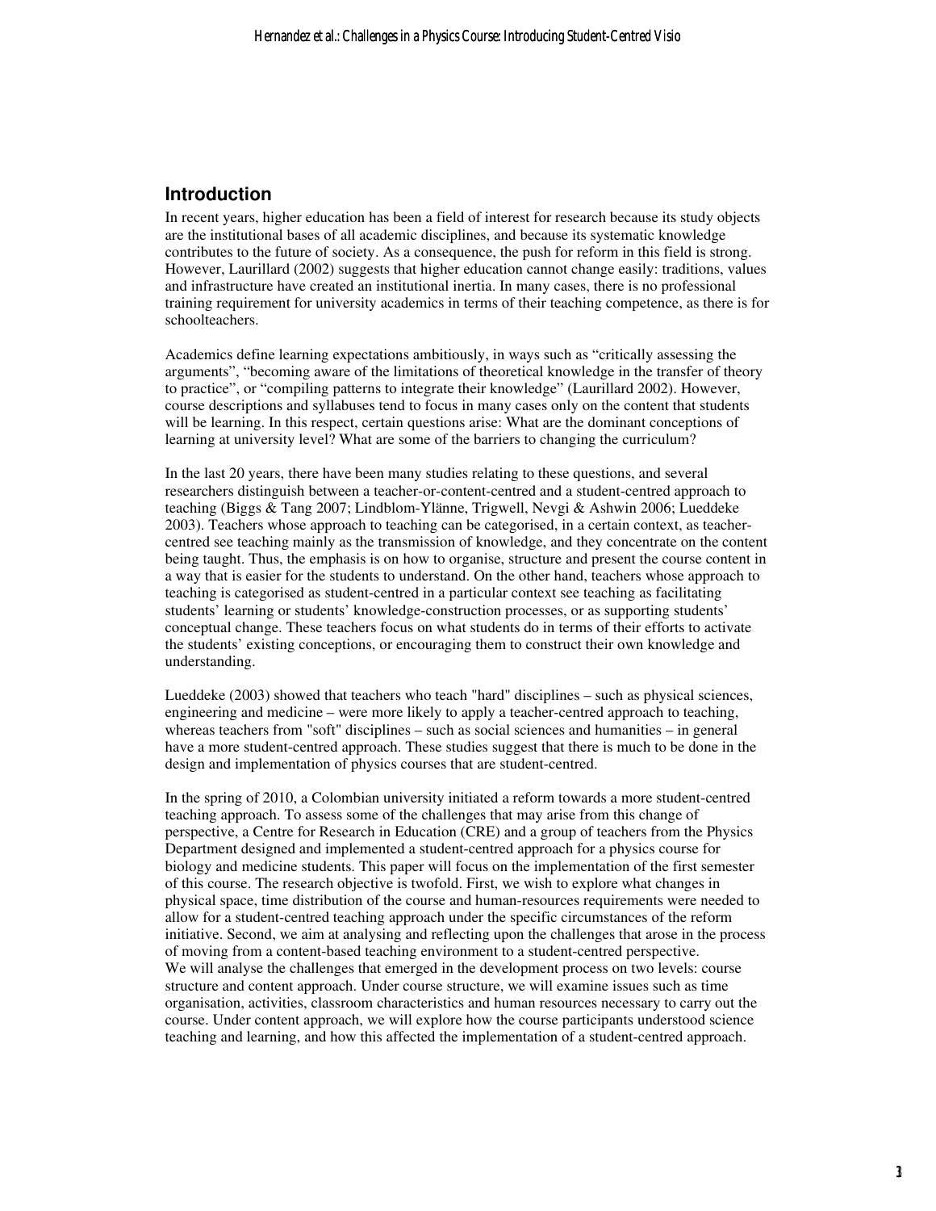## Introduction

In recent years, higher education has been a field of interest for research because its study objects are the institutional bases of all academic disciplines, and because its systematic knowledge contributes to the future of society. As a consequence, the push for reform in this field is strong. However, Laurillard (2002) suggests that higher education cannot change easily: traditions, values and infrastructure have created an institutional inertia. In many cases, there is no professional training requirement for university academics in terms of their teaching competence, as there is for schoolteachers.

Academics define learning expectations ambitiously, in ways such as "critically assessing the arguments", "becoming aware of the limitations of theoretical knowledge in the transfer of theory to practice", or "compiling patterns to integrate their knowledge" (Laurillard 2002). However, course descriptions and syllabuses tend to focus in many cases only on the content that students will be learning. In this respect, certain questions arise: What are the dominant conceptions of learning at university level? What are some of the barriers to changing the curriculum?

In the last 20 years, there have been many studies relating to these questions, and several researchers distinguish between a teacher-or-content-centred and a student-centred approach to teaching (Biggs & Tang 2007; Lindblom-Ylänne, Trigwell, Nevgi & Ashwin 2006; Lueddeke 2003). Teachers whose approach to teaching can be categorised, in a certain context, as teacher-centred see teaching mainly as the transmission of knowledge, and they concentrate on the content being taught. Thus, the emphasis is on how to organise, structure and present the course content in a way that is easier for the students to understand. On the other hand, teachers whose approach to teaching is categorised as student-centred in a particular context see teaching as facilitating students' learning or students' knowledge-construction processes, or as supporting students' conceptual change. These teachers focus on what students do in terms of their efforts to activate the students' existing conceptions, or encouraging them to construct their own knowledge and understanding.

Lueddeke (2003) showed that teachers who teach "hard" disciplines – such as physical sciences, engineering and medicine – were more likely to apply a teacher-centred approach to teaching, whereas teachers from "soft" disciplines – such as social sciences and humanities – in general have a more student-centred approach. These studies suggest that there is much to be done in the design and implementation of physics courses that are student-centred.

In the spring of 2010, a Colombian university initiated a reform towards a more student-centred teaching approach. To assess some of the challenges that may arise from this change of perspective, a Centre for Research in Education (CRE) and a group of teachers from the Physics Department designed and implemented a student-centred approach for a physics course for biology and medicine students. This paper will focus on the implementation of the first semester of this course. The research objective is twofold. First, we wish to explore what changes in physical space, time distribution of the course and human-resources requirements were needed to allow for a student-centred teaching approach under the specific circumstances of the reform initiative. Second, we aim at analysing and reflecting upon the challenges that arose in the process of moving from a content-based teaching environment to a student-centred perspective.
We will analyse the challenges that emerged in the development process on two levels: course structure and content approach. Under course structure, we will examine issues such as time organisation, activities, classroom characteristics and human resources necessary to carry out the course. Under content approach, we will explore how the course participants understood science teaching and learning, and how this affected the implementation of a student-centred approach.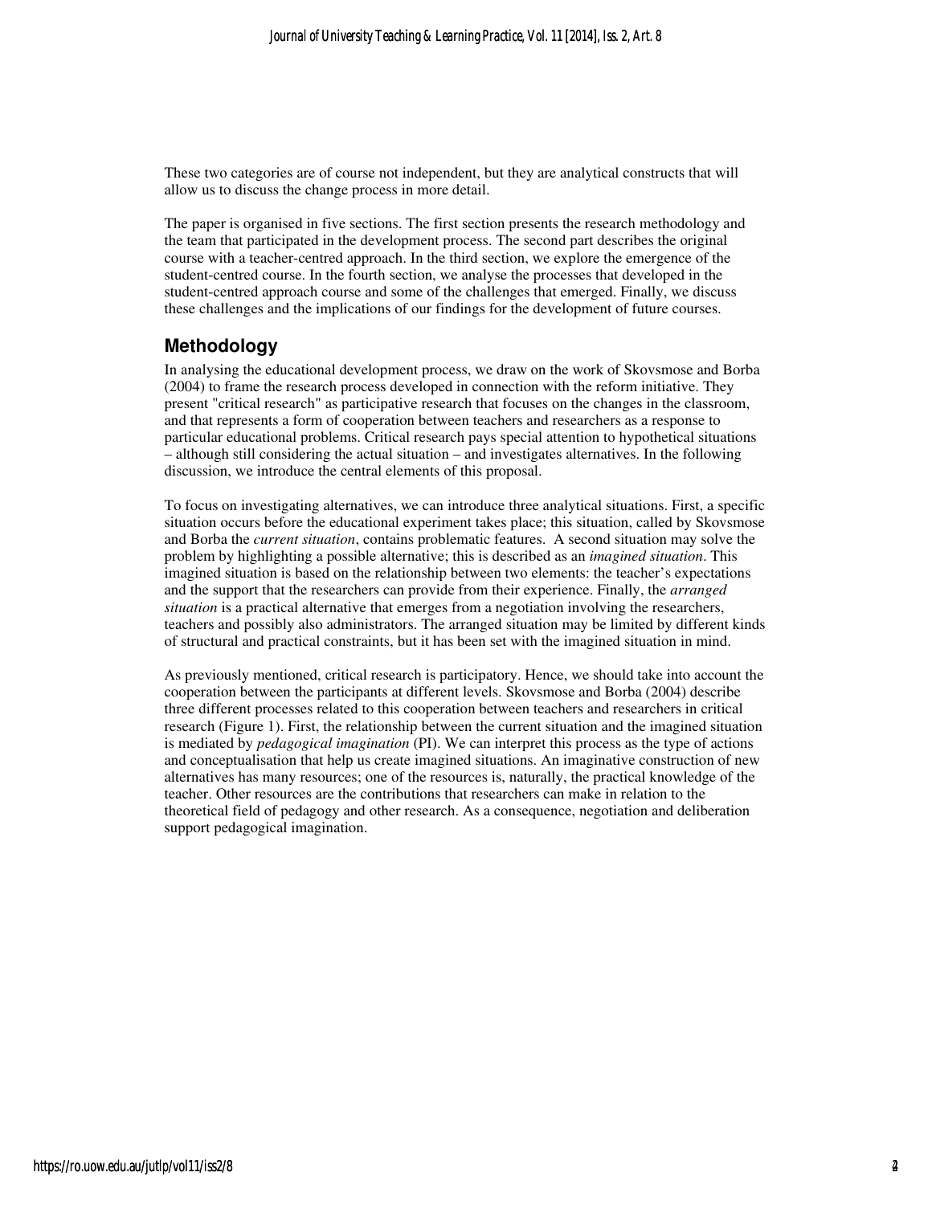These two categories are of course not independent, but they are analytical constructs that will allow us to discuss the change process in more detail.

The paper is organised in five sections. The first section presents the research methodology and the team that participated in the development process. The second part describes the original course with a teacher-centred approach. In the third section, we explore the emergence of the student-centred course. In the fourth section, we analyse the processes that developed in the student-centred approach course and some of the challenges that emerged. Finally, we discuss these challenges and the implications of our findings for the development of future courses.

## Methodology

In analysing the educational development process, we draw on the work of Skovsmose and Borba (2004) to frame the research process developed in connection with the reform initiative. They present "critical research" as participative research that focuses on the changes in the classroom, and that represents a form of cooperation between teachers and researchers as a response to particular educational problems. Critical research pays special attention to hypothetical situations – although still considering the actual situation – and investigates alternatives. In the following discussion, we introduce the central elements of this proposal.

To focus on investigating alternatives, we can introduce three analytical situations. First, a specific situation occurs before the educational experiment takes place; this situation, called by Skovsmose and Borba the *current situation*, contains problematic features. A second situation may solve the problem by highlighting a possible alternative; this is described as an *imagined situation*. This imagined situation is based on the relationship between two elements: the teacher's expectations and the support that the researchers can provide from their experience. Finally, the *arranged situation* is a practical alternative that emerges from a negotiation involving the researchers, teachers and possibly also administrators. The arranged situation may be limited by different kinds of structural and practical constraints, but it has been set with the imagined situation in mind.

As previously mentioned, critical research is participatory. Hence, we should take into account the cooperation between the participants at different levels. Skovsmose and Borba (2004) describe three different processes related to this cooperation between teachers and researchers in critical research (Figure 1). First, the relationship between the current situation and the imagined situation is mediated by *pedagogical imagination* (PI). We can interpret this process as the type of actions and conceptualisation that help us create imagined situations. An imaginative construction of new alternatives has many resources; one of the resources is, naturally, the practical knowledge of the teacher. Other resources are the contributions that researchers can make in relation to the theoretical field of pedagogy and other research. As a consequence, negotiation and deliberation support pedagogical imagination.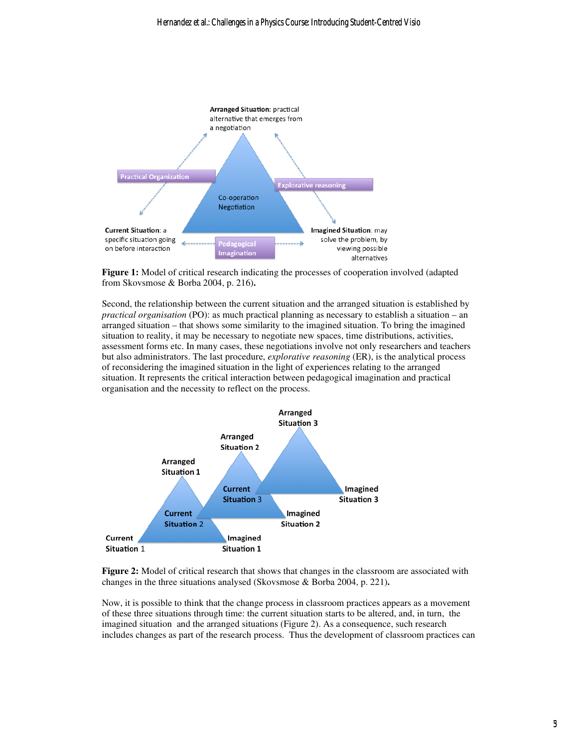**Figure 1:** Model of critical research indicating the processes of cooperation involved (adapted from Skovsmose & Borba 2004, p. 216).

Second, the relationship between the current situation and the arranged situation is established by *practical organisation* (PO): as much practical planning as necessary to establish a situation – an arranged situation – that shows some similarity to the imagined situation. To bring the imagined situation to reality, it may be necessary to negotiate new spaces, time distributions, activities, assessment forms etc. In many cases, these negotiations involve not only researchers and teachers but also administrators. The last procedure, *explorative reasoning* (ER), is the analytical process of reconsidering the imagined situation in the light of experiences relating to the arranged situation. It represents the critical interaction between pedagogical imagination and practical organisation and the necessity to reflect on the process.

**Figure 2:** Model of critical research that shows that changes in the classroom are associated with changes in the three situations analysed (Skovsmose & Borba 2004, p. 221).

Now, it is possible to think that the change process in classroom practices appears as a movement of these three situations through time: the current situation starts to be altered, and, in turn, the imagined situation and the arranged situations (Figure 2). As a consequence, such research includes changes as part of the research process. Thus the development of classroom practices can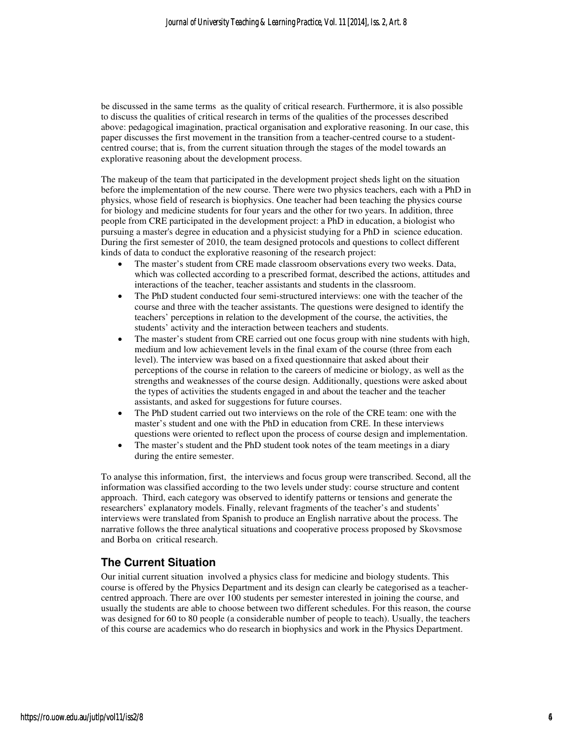be discussed in the same terms as the quality of critical research. Furthermore, it is also possible to discuss the qualities of critical research in terms of the qualities of the processes described above: pedagogical imagination, practical organisation and explorative reasoning. In our case, this paper discusses the first movement in the transition from a teacher-centred course to a student-centred course; that is, from the current situation through the stages of the model towards an explorative reasoning about the development process.

The makeup of the team that participated in the development project sheds light on the situation before the implementation of the new course. There were two physics teachers, each with a PhD in physics, whose field of research is biophysics. One teacher had been teaching the physics course for biology and medicine students for four years and the other for two years. In addition, three people from CRE participated in the development project: a PhD in education, a biologist who pursuing a master's degree in education and a physicist studying for a PhD in science education. During the first semester of 2010, the team designed protocols and questions to collect different kinds of data to conduct the explorative reasoning of the research project:

- The master's student from CRE made classroom observations every two weeks. Data, which was collected according to a prescribed format, described the actions, attitudes and interactions of the teacher, teacher assistants and students in the classroom.
- The PhD student conducted four semi-structured interviews: one with the teacher of the course and three with the teacher assistants. The questions were designed to identify the teachers' perceptions in relation to the development of the course, the activities, the students' activity and the interaction between teachers and students.
- The master's student from CRE carried out one focus group with nine students with high, medium and low achievement levels in the final exam of the course (three from each level). The interview was based on a fixed questionnaire that asked about their perceptions of the course in relation to the careers of medicine or biology, as well as the strengths and weaknesses of the course design. Additionally, questions were asked about the types of activities the students engaged in and about the teacher and the teacher assistants, and asked for suggestions for future courses.
- The PhD student carried out two interviews on the role of the CRE team: one with the master's student and one with the PhD in education from CRE. In these interviews questions were oriented to reflect upon the process of course design and implementation.
- The master's student and the PhD student took notes of the team meetings in a diary during the entire semester.

To analyse this information, first, the interviews and focus group were transcribed. Second, all the information was classified according to the two levels under study: course structure and content approach. Third, each category was observed to identify patterns or tensions and generate the researchers' explanatory models. Finally, relevant fragments of the teacher's and students' interviews were translated from Spanish to produce an English narrative about the process. The narrative follows the three analytical situations and cooperative process proposed by Skovsmose and Borba on critical research.

## The Current Situation

Our initial current situation involved a physics class for medicine and biology students. This course is offered by the Physics Department and its design can clearly be categorised as a teacher-centred approach. There are over 100 students per semester interested in joining the course, and usually the students are able to choose between two different schedules. For this reason, the course was designed for 60 to 80 people (a considerable number of people to teach). Usually, the teachers of this course are academics who do research in biophysics and work in the Physics Department.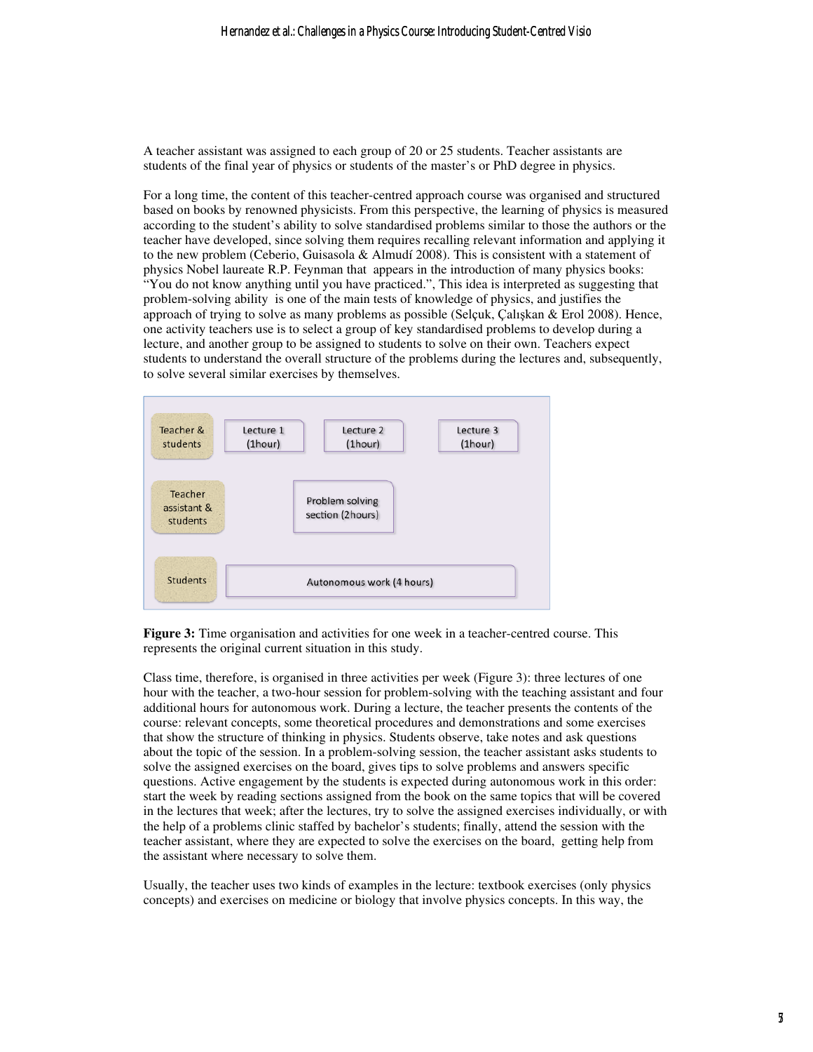A teacher assistant was assigned to each group of 20 or 25 students. Teacher assistants are students of the final year of physics or students of the master's or PhD degree in physics.

For a long time, the content of this teacher-centred approach course was organised and structured based on books by renowned physicists. From this perspective, the learning of physics is measured according to the student's ability to solve standardised problems similar to those the authors or the teacher have developed, since solving them requires recalling relevant information and applying it to the new problem (Ceberio, Guisasola & Almudí 2008). This is consistent with a statement of physics Nobel laureate R.P. Feynman that appears in the introduction of many physics books: "You do not know anything until you have practiced.", This idea is interpreted as suggesting that problem-solving ability is one of the main tests of knowledge of physics, and justifies the approach of trying to solve as many problems as possible (Selçuk, Çalışkan & Erol 2008). Hence, one activity teachers use is to select a group of key standardised problems to develop during a lecture, and another group to be assigned to students to solve on their own. Teachers expect students to understand the overall structure of the problems during the lectures and, subsequently, to solve several similar exercises by themselves.

| | | | |
|---|---|---|---|
| Teacher & students | Lecture 1 (1hour) | Lecture 2 (1hour) | Lecture 3 (1hour) |
| Teacher assistant & students | | Problem solving section (2hours) | |
| Students | Autonomous work (4 hours) | | |

**Figure 3:** Time organisation and activities for one week in a teacher-centred course. This represents the original current situation in this study.

Class time, therefore, is organised in three activities per week (Figure 3): three lectures of one hour with the teacher, a two-hour session for problem-solving with the teaching assistant and four additional hours for autonomous work. During a lecture, the teacher presents the contents of the course: relevant concepts, some theoretical procedures and demonstrations and some exercises that show the structure of thinking in physics. Students observe, take notes and ask questions about the topic of the session. In a problem-solving session, the teacher assistant asks students to solve the assigned exercises on the board, gives tips to solve problems and answers specific questions. Active engagement by the students is expected during autonomous work in this order: start the week by reading sections assigned from the book on the same topics that will be covered in the lectures that week; after the lectures, try to solve the assigned exercises individually, or with the help of a problems clinic staffed by bachelor's students; finally, attend the session with the teacher assistant, where they are expected to solve the exercises on the board, getting help from the assistant where necessary to solve them.

Usually, the teacher uses two kinds of examples in the lecture: textbook exercises (only physics concepts) and exercises on medicine or biology that involve physics concepts. In this way, the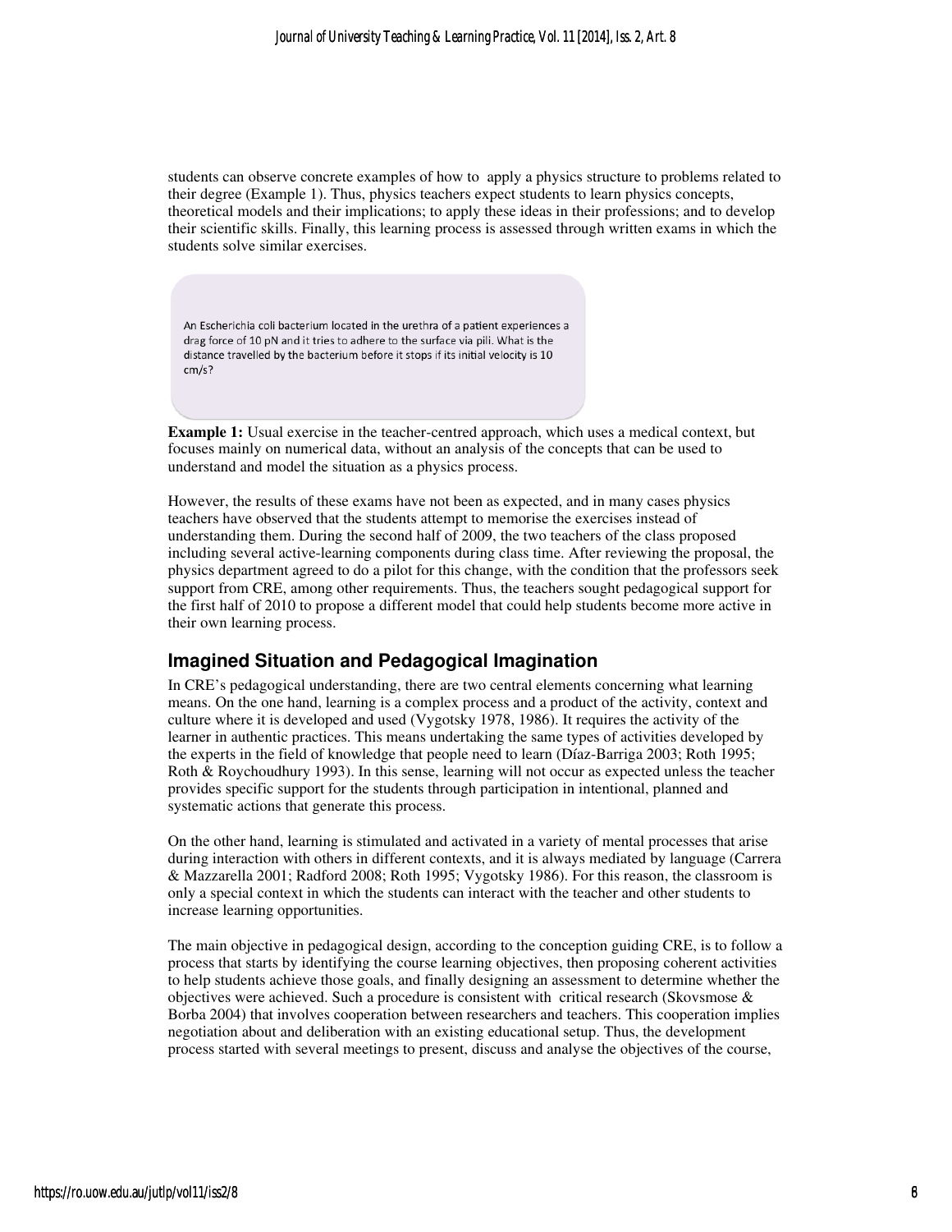students can observe concrete examples of how to apply a physics structure to problems related to their degree (Example 1). Thus, physics teachers expect students to learn physics concepts, theoretical models and their implications; to apply these ideas in their professions; and to develop their scientific skills. Finally, this learning process is assessed through written exams in which the students solve similar exercises.

> An Escherichia coli bacterium located in the urethra of a patient experiences a drag force of 10 pN and it tries to adhere to the surface via pili. What is the distance travelled by the bacterium before it stops if its initial velocity is 10 cm/s?

**Example 1:** Usual exercise in the teacher-centred approach, which uses a medical context, but focuses mainly on numerical data, without an analysis of the concepts that can be used to understand and model the situation as a physics process.

However, the results of these exams have not been as expected, and in many cases physics teachers have observed that the students attempt to memorise the exercises instead of understanding them. During the second half of 2009, the two teachers of the class proposed including several active-learning components during class time. After reviewing the proposal, the physics department agreed to do a pilot for this change, with the condition that the professors seek support from CRE, among other requirements. Thus, the teachers sought pedagogical support for the first half of 2010 to propose a different model that could help students become more active in their own learning process.

## Imagined Situation and Pedagogical Imagination

In CRE's pedagogical understanding, there are two central elements concerning what learning means. On the one hand, learning is a complex process and a product of the activity, context and culture where it is developed and used (Vygotsky 1978, 1986). It requires the activity of the learner in authentic practices. This means undertaking the same types of activities developed by the experts in the field of knowledge that people need to learn (Díaz-Barriga 2003; Roth 1995; Roth & Roychoudhury 1993). In this sense, learning will not occur as expected unless the teacher provides specific support for the students through participation in intentional, planned and systematic actions that generate this process.

On the other hand, learning is stimulated and activated in a variety of mental processes that arise during interaction with others in different contexts, and it is always mediated by language (Carrera & Mazzarella 2001; Radford 2008; Roth 1995; Vygotsky 1986). For this reason, the classroom is only a special context in which the students can interact with the teacher and other students to increase learning opportunities.

The main objective in pedagogical design, according to the conception guiding CRE, is to follow a process that starts by identifying the course learning objectives, then proposing coherent activities to help students achieve those goals, and finally designing an assessment to determine whether the objectives were achieved. Such a procedure is consistent with critical research (Skovsmose & Borba 2004) that involves cooperation between researchers and teachers. This cooperation implies negotiation about and deliberation with an existing educational setup. Thus, the development process started with several meetings to present, discuss and analyse the objectives of the course,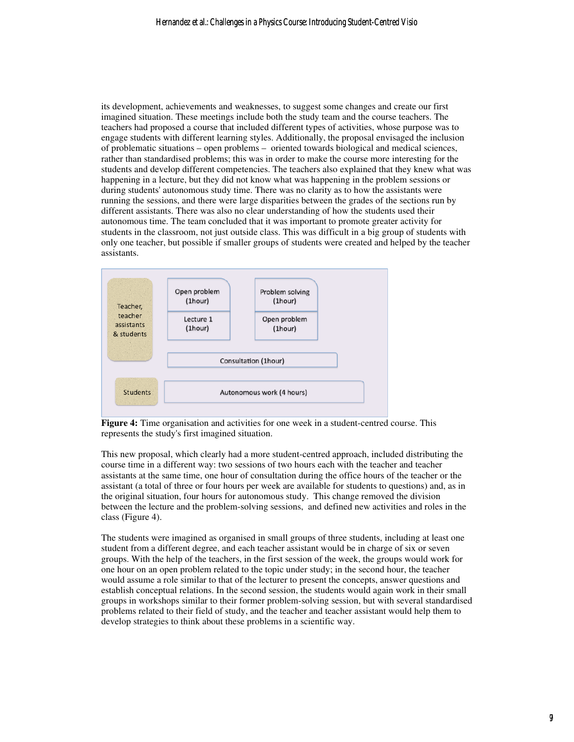its development, achievements and weaknesses, to suggest some changes and create our first imagined situation. These meetings include both the study team and the course teachers. The teachers had proposed a course that included different types of activities, whose purpose was to engage students with different learning styles. Additionally, the proposal envisaged the inclusion of problematic situations – open problems – oriented towards biological and medical sciences, rather than standardised problems; this was in order to make the course more interesting for the students and develop different competencies. The teachers also explained that they knew what was happening in a lecture, but they did not know what was happening in the problem sessions or during students' autonomous study time. There was no clarity as to how the assistants were running the sessions, and there were large disparities between the grades of the sections run by different assistants. There was also no clear understanding of how the students used their autonomous time. The team concluded that it was important to promote greater activity for students in the classroom, not just outside class. This was difficult in a big group of students with only one teacher, but possible if smaller groups of students were created and helped by the teacher assistants.

**Figure 4:** Time organisation and activities for one week in a student-centred course. This represents the study's first imagined situation.

This new proposal, which clearly had a more student-centred approach, included distributing the course time in a different way: two sessions of two hours each with the teacher and teacher assistants at the same time, one hour of consultation during the office hours of the teacher or the assistant (a total of three or four hours per week are available for students to questions) and, as in the original situation, four hours for autonomous study. This change removed the division between the lecture and the problem-solving sessions, and defined new activities and roles in the class (Figure 4).

The students were imagined as organised in small groups of three students, including at least one student from a different degree, and each teacher assistant would be in charge of six or seven groups. With the help of the teachers, in the first session of the week, the groups would work for one hour on an open problem related to the topic under study; in the second hour, the teacher would assume a role similar to that of the lecturer to present the concepts, answer questions and establish conceptual relations. In the second session, the students would again work in their small groups in workshops similar to their former problem-solving session, but with several standardised problems related to their field of study, and the teacher and teacher assistant would help them to develop strategies to think about these problems in a scientific way.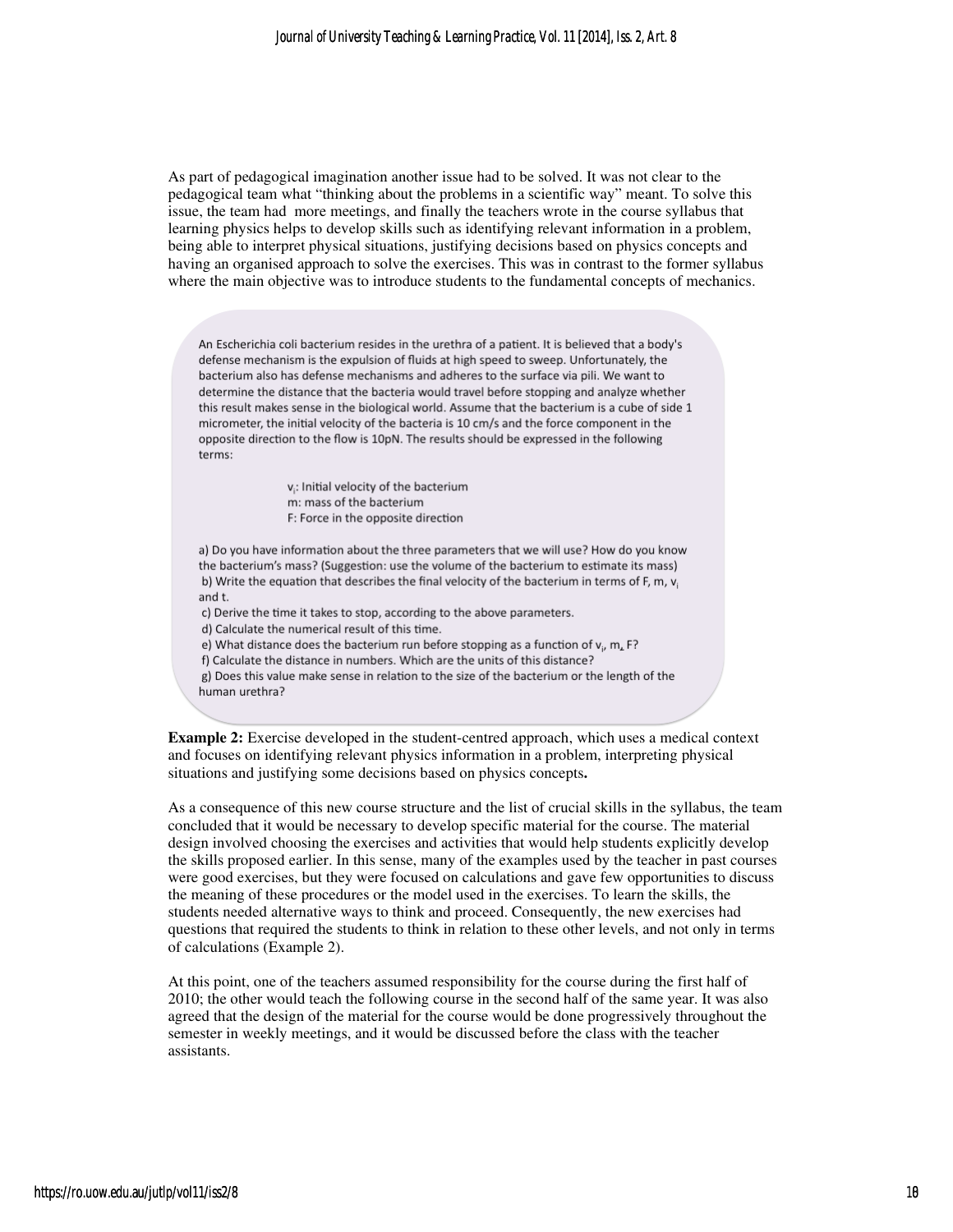As part of pedagogical imagination another issue had to be solved. It was not clear to the pedagogical team what "thinking about the problems in a scientific way" meant. To solve this issue, the team had more meetings, and finally the teachers wrote in the course syllabus that learning physics helps to develop skills such as identifying relevant information in a problem, being able to interpret physical situations, justifying decisions based on physics concepts and having an organised approach to solve the exercises. This was in contrast to the former syllabus where the main objective was to introduce students to the fundamental concepts of mechanics.

> An Escherichia coli bacterium resides in the urethra of a patient. It is believed that a body's defense mechanism is the expulsion of fluids at high speed to sweep. Unfortunately, the bacterium also has defense mechanisms and adheres to the surface via pili. We want to determine the distance that the bacteria would travel before stopping and analyze whether this result makes sense in the biological world. Assume that the bacterium is a cube of side 1 micrometer, the initial velocity of the bacteria is 10 cm/s and the force component in the opposite direction to the flow is 10pN. The results should be expressed in the following terms:
>
> $v_i$: Initial velocity of the bacterium
> m: mass of the bacterium
> F: Force in the opposite direction
>
> a) Do you have information about the three parameters that we will use? How do you know the bacterium's mass? (Suggestion: use the volume of the bacterium to estimate its mass)
> b) Write the equation that describes the final velocity of the bacterium in terms of F, m, $v_i$ and t.
> c) Derive the time it takes to stop, according to the above parameters.
> d) Calculate the numerical result of this time.
> e) What distance does the bacterium run before stopping as a function of $v_i$, m, F?
> f) Calculate the distance in numbers. Which are the units of this distance?
> g) Does this value make sense in relation to the size of the bacterium or the length of the human urethra?

**Example 2:** Exercise developed in the student-centred approach, which uses a medical context and focuses on identifying relevant physics information in a problem, interpreting physical situations and justifying some decisions based on physics concepts**.**

As a consequence of this new course structure and the list of crucial skills in the syllabus, the team concluded that it would be necessary to develop specific material for the course. The material design involved choosing the exercises and activities that would help students explicitly develop the skills proposed earlier. In this sense, many of the examples used by the teacher in past courses were good exercises, but they were focused on calculations and gave few opportunities to discuss the meaning of these procedures or the model used in the exercises. To learn the skills, the students needed alternative ways to think and proceed. Consequently, the new exercises had questions that required the students to think in relation to these other levels, and not only in terms of calculations (Example 2).

At this point, one of the teachers assumed responsibility for the course during the first half of 2010; the other would teach the following course in the second half of the same year. It was also agreed that the design of the material for the course would be done progressively throughout the semester in weekly meetings, and it would be discussed before the class with the teacher assistants.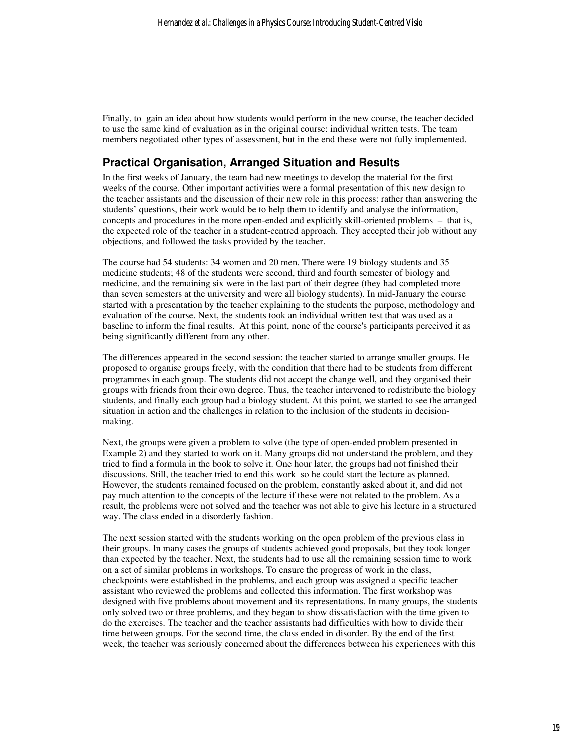Finally, to gain an idea about how students would perform in the new course, the teacher decided to use the same kind of evaluation as in the original course: individual written tests. The team members negotiated other types of assessment, but in the end these were not fully implemented.

## Practical Organisation, Arranged Situation and Results

In the first weeks of January, the team had new meetings to develop the material for the first weeks of the course. Other important activities were a formal presentation of this new design to the teacher assistants and the discussion of their new role in this process: rather than answering the students' questions, their work would be to help them to identify and analyse the information, concepts and procedures in the more open-ended and explicitly skill-oriented problems – that is, the expected role of the teacher in a student-centred approach. They accepted their job without any objections, and followed the tasks provided by the teacher.

The course had 54 students: 34 women and 20 men. There were 19 biology students and 35 medicine students; 48 of the students were second, third and fourth semester of biology and medicine, and the remaining six were in the last part of their degree (they had completed more than seven semesters at the university and were all biology students). In mid-January the course started with a presentation by the teacher explaining to the students the purpose, methodology and evaluation of the course. Next, the students took an individual written test that was used as a baseline to inform the final results. At this point, none of the course's participants perceived it as being significantly different from any other.

The differences appeared in the second session: the teacher started to arrange smaller groups. He proposed to organise groups freely, with the condition that there had to be students from different programmes in each group. The students did not accept the change well, and they organised their groups with friends from their own degree. Thus, the teacher intervened to redistribute the biology students, and finally each group had a biology student. At this point, we started to see the arranged situation in action and the challenges in relation to the inclusion of the students in decision-making.

Next, the groups were given a problem to solve (the type of open-ended problem presented in Example 2) and they started to work on it. Many groups did not understand the problem, and they tried to find a formula in the book to solve it. One hour later, the groups had not finished their discussions. Still, the teacher tried to end this work so he could start the lecture as planned. However, the students remained focused on the problem, constantly asked about it, and did not pay much attention to the concepts of the lecture if these were not related to the problem. As a result, the problems were not solved and the teacher was not able to give his lecture in a structured way. The class ended in a disorderly fashion.

The next session started with the students working on the open problem of the previous class in their groups. In many cases the groups of students achieved good proposals, but they took longer than expected by the teacher. Next, the students had to use all the remaining session time to work on a set of similar problems in workshops. To ensure the progress of work in the class, checkpoints were established in the problems, and each group was assigned a specific teacher assistant who reviewed the problems and collected this information. The first workshop was designed with five problems about movement and its representations. In many groups, the students only solved two or three problems, and they began to show dissatisfaction with the time given to do the exercises. The teacher and the teacher assistants had difficulties with how to divide their time between groups. For the second time, the class ended in disorder. By the end of the first week, the teacher was seriously concerned about the differences between his experiences with this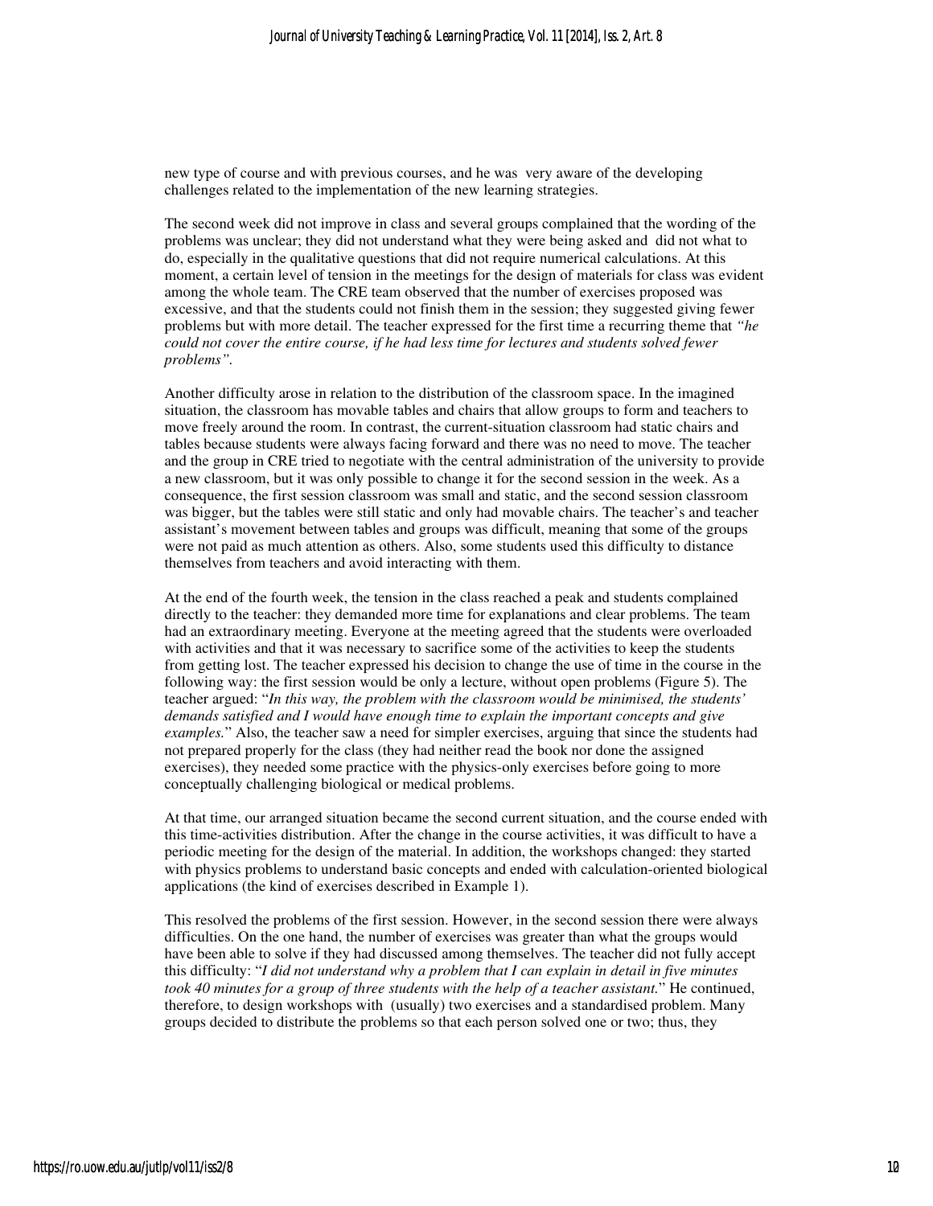new type of course and with previous courses, and he was very aware of the developing challenges related to the implementation of the new learning strategies.

The second week did not improve in class and several groups complained that the wording of the problems was unclear; they did not understand what they were being asked and did not what to do, especially in the qualitative questions that did not require numerical calculations. At this moment, a certain level of tension in the meetings for the design of materials for class was evident among the whole team. The CRE team observed that the number of exercises proposed was excessive, and that the students could not finish them in the session; they suggested giving fewer problems but with more detail. The teacher expressed for the first time a recurring theme that *"he could not cover the entire course, if he had less time for lectures and students solved fewer problems"*.

Another difficulty arose in relation to the distribution of the classroom space. In the imagined situation, the classroom has movable tables and chairs that allow groups to form and teachers to move freely around the room. In contrast, the current-situation classroom had static chairs and tables because students were always facing forward and there was no need to move. The teacher and the group in CRE tried to negotiate with the central administration of the university to provide a new classroom, but it was only possible to change it for the second session in the week. As a consequence, the first session classroom was small and static, and the second session classroom was bigger, but the tables were still static and only had movable chairs. The teacher's and teacher assistant's movement between tables and groups was difficult, meaning that some of the groups were not paid as much attention as others. Also, some students used this difficulty to distance themselves from teachers and avoid interacting with them.

At the end of the fourth week, the tension in the class reached a peak and students complained directly to the teacher: they demanded more time for explanations and clear problems. The team had an extraordinary meeting. Everyone at the meeting agreed that the students were overloaded with activities and that it was necessary to sacrifice some of the activities to keep the students from getting lost. The teacher expressed his decision to change the use of time in the course in the following way: the first session would be only a lecture, without open problems (Figure 5). The teacher argued: "*In this way, the problem with the classroom would be minimised, the students' demands satisfied and I would have enough time to explain the important concepts and give examples.*" Also, the teacher saw a need for simpler exercises, arguing that since the students had not prepared properly for the class (they had neither read the book nor done the assigned exercises), they needed some practice with the physics-only exercises before going to more conceptually challenging biological or medical problems.

At that time, our arranged situation became the second current situation, and the course ended with this time-activities distribution. After the change in the course activities, it was difficult to have a periodic meeting for the design of the material. In addition, the workshops changed: they started with physics problems to understand basic concepts and ended with calculation-oriented biological applications (the kind of exercises described in Example 1).

This resolved the problems of the first session. However, in the second session there were always difficulties. On the one hand, the number of exercises was greater than what the groups would have been able to solve if they had discussed among themselves. The teacher did not fully accept this difficulty: "*I did not understand why a problem that I can explain in detail in five minutes took 40 minutes for a group of three students with the help of a teacher assistant.*" He continued, therefore, to design workshops with (usually) two exercises and a standardised problem. Many groups decided to distribute the problems so that each person solved one or two; thus, they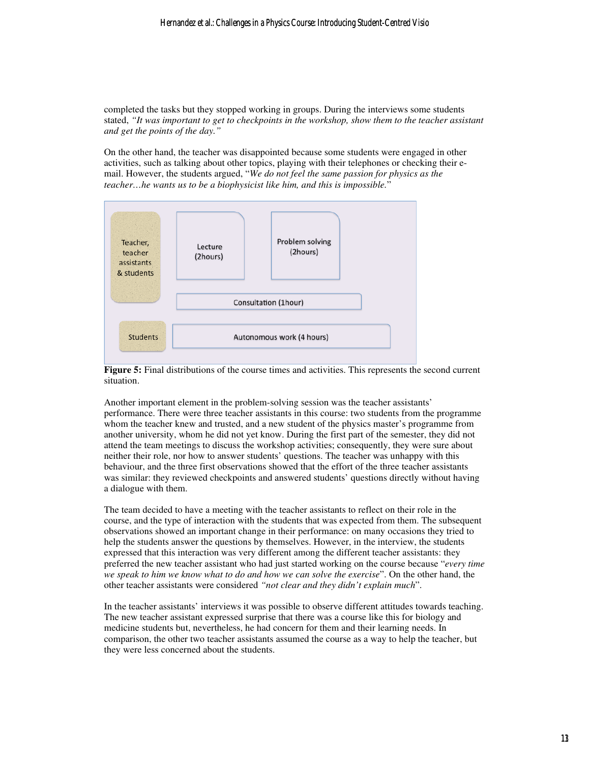completed the tasks but they stopped working in groups. During the interviews some students stated, *"It was important to get to checkpoints in the workshop, show them to the teacher assistant and get the points of the day."*

On the other hand, the teacher was disappointed because some students were engaged in other activities, such as talking about other topics, playing with their telephones or checking their e-mail. However, the students argued, "*We do not feel the same passion for physics as the teacher…he wants us to be a biophysicist like him, and this is impossible.*"

**Figure 5:** Final distributions of the course times and activities. This represents the second current situation.

Another important element in the problem-solving session was the teacher assistants' performance. There were three teacher assistants in this course: two students from the programme whom the teacher knew and trusted, and a new student of the physics master's programme from another university, whom he did not yet know. During the first part of the semester, they did not attend the team meetings to discuss the workshop activities; consequently, they were sure about neither their role, nor how to answer students' questions. The teacher was unhappy with this behaviour, and the three first observations showed that the effort of the three teacher assistants was similar: they reviewed checkpoints and answered students' questions directly without having a dialogue with them.

The team decided to have a meeting with the teacher assistants to reflect on their role in the course, and the type of interaction with the students that was expected from them. The subsequent observations showed an important change in their performance: on many occasions they tried to help the students answer the questions by themselves. However, in the interview, the students expressed that this interaction was very different among the different teacher assistants: they preferred the new teacher assistant who had just started working on the course because "*every time we speak to him we know what to do and how we can solve the exercise*". On the other hand, the other teacher assistants were considered *"not clear and they didn't explain much*".

In the teacher assistants' interviews it was possible to observe different attitudes towards teaching. The new teacher assistant expressed surprise that there was a course like this for biology and medicine students but, nevertheless, he had concern for them and their learning needs. In comparison, the other two teacher assistants assumed the course as a way to help the teacher, but they were less concerned about the students.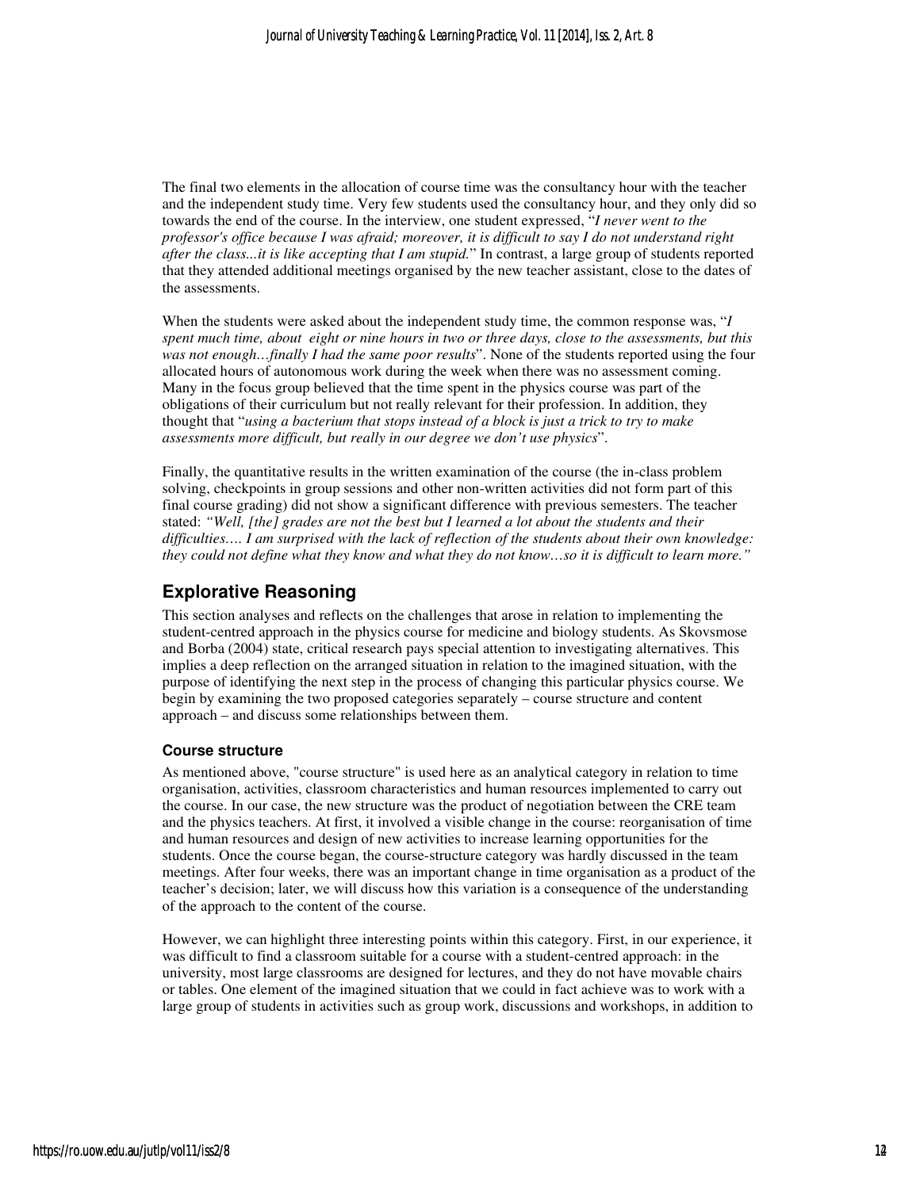The final two elements in the allocation of course time was the consultancy hour with the teacher and the independent study time. Very few students used the consultancy hour, and they only did so towards the end of the course. In the interview, one student expressed, "*I never went to the professor's office because I was afraid; moreover, it is difficult to say I do not understand right after the class...it is like accepting that I am stupid.*" In contrast, a large group of students reported that they attended additional meetings organised by the new teacher assistant, close to the dates of the assessments.

When the students were asked about the independent study time, the common response was, "*I spent much time, about eight or nine hours in two or three days, close to the assessments, but this was not enough…finally I had the same poor results*". None of the students reported using the four allocated hours of autonomous work during the week when there was no assessment coming. Many in the focus group believed that the time spent in the physics course was part of the obligations of their curriculum but not really relevant for their profession. In addition, they thought that "*using a bacterium that stops instead of a block is just a trick to try to make assessments more difficult, but really in our degree we don't use physics*".

Finally, the quantitative results in the written examination of the course (the in-class problem solving, checkpoints in group sessions and other non-written activities did not form part of this final course grading) did not show a significant difference with previous semesters. The teacher stated: *"Well, [the] grades are not the best but I learned a lot about the students and their difficulties…. I am surprised with the lack of reflection of the students about their own knowledge: they could not define what they know and what they do not know…so it is difficult to learn more."*

## Explorative Reasoning

This section analyses and reflects on the challenges that arose in relation to implementing the student-centred approach in the physics course for medicine and biology students. As Skovsmose and Borba (2004) state, critical research pays special attention to investigating alternatives. This implies a deep reflection on the arranged situation in relation to the imagined situation, with the purpose of identifying the next step in the process of changing this particular physics course. We begin by examining the two proposed categories separately – course structure and content approach – and discuss some relationships between them.

### Course structure

As mentioned above, "course structure" is used here as an analytical category in relation to time organisation, activities, classroom characteristics and human resources implemented to carry out the course. In our case, the new structure was the product of negotiation between the CRE team and the physics teachers. At first, it involved a visible change in the course: reorganisation of time and human resources and design of new activities to increase learning opportunities for the students. Once the course began, the course-structure category was hardly discussed in the team meetings. After four weeks, there was an important change in time organisation as a product of the teacher's decision; later, we will discuss how this variation is a consequence of the understanding of the approach to the content of the course.

However, we can highlight three interesting points within this category. First, in our experience, it was difficult to find a classroom suitable for a course with a student-centred approach: in the university, most large classrooms are designed for lectures, and they do not have movable chairs or tables. One element of the imagined situation that we could in fact achieve was to work with a large group of students in activities such as group work, discussions and workshops, in addition to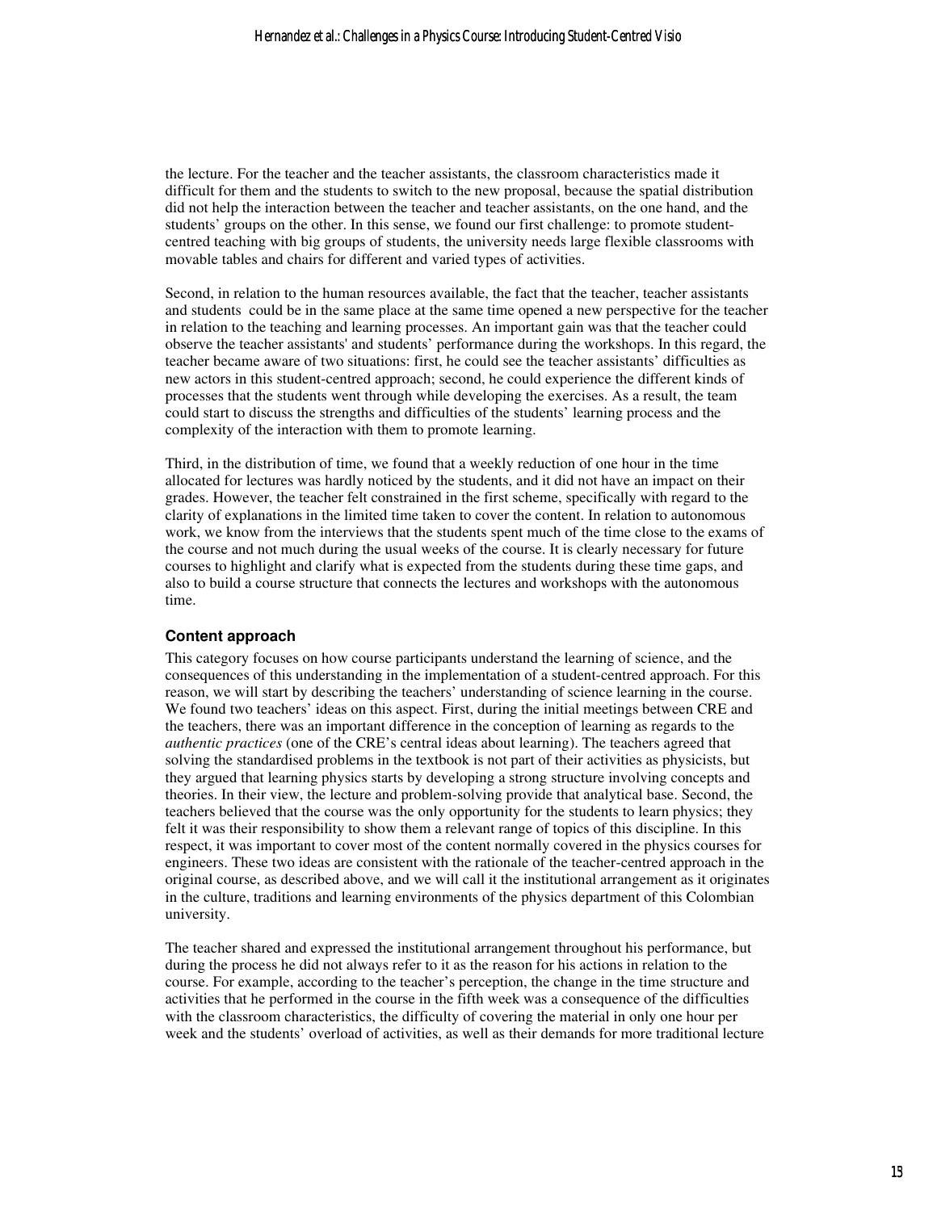the lecture. For the teacher and the teacher assistants, the classroom characteristics made it difficult for them and the students to switch to the new proposal, because the spatial distribution did not help the interaction between the teacher and teacher assistants, on the one hand, and the students' groups on the other. In this sense, we found our first challenge: to promote student-centred teaching with big groups of students, the university needs large flexible classrooms with movable tables and chairs for different and varied types of activities.

Second, in relation to the human resources available, the fact that the teacher, teacher assistants and students could be in the same place at the same time opened a new perspective for the teacher in relation to the teaching and learning processes. An important gain was that the teacher could observe the teacher assistants' and students' performance during the workshops. In this regard, the teacher became aware of two situations: first, he could see the teacher assistants' difficulties as new actors in this student-centred approach; second, he could experience the different kinds of processes that the students went through while developing the exercises. As a result, the team could start to discuss the strengths and difficulties of the students' learning process and the complexity of the interaction with them to promote learning.

Third, in the distribution of time, we found that a weekly reduction of one hour in the time allocated for lectures was hardly noticed by the students, and it did not have an impact on their grades. However, the teacher felt constrained in the first scheme, specifically with regard to the clarity of explanations in the limited time taken to cover the content. In relation to autonomous work, we know from the interviews that the students spent much of the time close to the exams of the course and not much during the usual weeks of the course. It is clearly necessary for future courses to highlight and clarify what is expected from the students during these time gaps, and also to build a course structure that connects the lectures and workshops with the autonomous time.

### Content approach

This category focuses on how course participants understand the learning of science, and the consequences of this understanding in the implementation of a student-centred approach. For this reason, we will start by describing the teachers' understanding of science learning in the course. We found two teachers' ideas on this aspect. First, during the initial meetings between CRE and the teachers, there was an important difference in the conception of learning as regards to the *authentic practices* (one of the CRE's central ideas about learning). The teachers agreed that solving the standardised problems in the textbook is not part of their activities as physicists, but they argued that learning physics starts by developing a strong structure involving concepts and theories. In their view, the lecture and problem-solving provide that analytical base. Second, the teachers believed that the course was the only opportunity for the students to learn physics; they felt it was their responsibility to show them a relevant range of topics of this discipline. In this respect, it was important to cover most of the content normally covered in the physics courses for engineers. These two ideas are consistent with the rationale of the teacher-centred approach in the original course, as described above, and we will call it the institutional arrangement as it originates in the culture, traditions and learning environments of the physics department of this Colombian university.

The teacher shared and expressed the institutional arrangement throughout his performance, but during the process he did not always refer to it as the reason for his actions in relation to the course. For example, according to the teacher's perception, the change in the time structure and activities that he performed in the course in the fifth week was a consequence of the difficulties with the classroom characteristics, the difficulty of covering the material in only one hour per week and the students' overload of activities, as well as their demands for more traditional lecture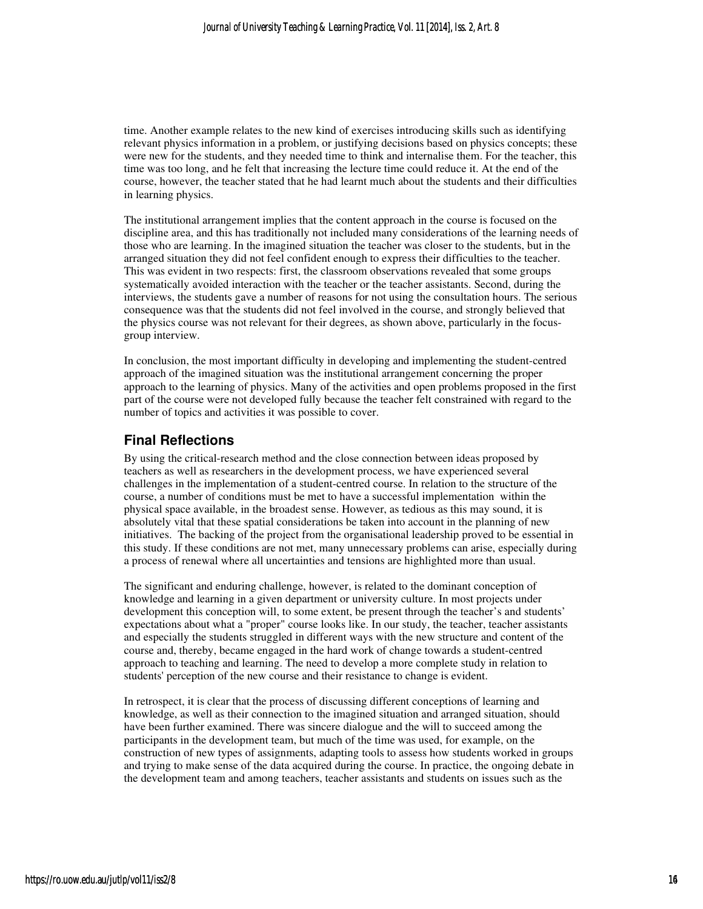time. Another example relates to the new kind of exercises introducing skills such as identifying relevant physics information in a problem, or justifying decisions based on physics concepts; these were new for the students, and they needed time to think and internalise them. For the teacher, this time was too long, and he felt that increasing the lecture time could reduce it. At the end of the course, however, the teacher stated that he had learnt much about the students and their difficulties in learning physics.

The institutional arrangement implies that the content approach in the course is focused on the discipline area, and this has traditionally not included many considerations of the learning needs of those who are learning. In the imagined situation the teacher was closer to the students, but in the arranged situation they did not feel confident enough to express their difficulties to the teacher. This was evident in two respects: first, the classroom observations revealed that some groups systematically avoided interaction with the teacher or the teacher assistants. Second, during the interviews, the students gave a number of reasons for not using the consultation hours. The serious consequence was that the students did not feel involved in the course, and strongly believed that the physics course was not relevant for their degrees, as shown above, particularly in the focus-group interview.

In conclusion, the most important difficulty in developing and implementing the student-centred approach of the imagined situation was the institutional arrangement concerning the proper approach to the learning of physics. Many of the activities and open problems proposed in the first part of the course were not developed fully because the teacher felt constrained with regard to the number of topics and activities it was possible to cover.

## Final Reflections

By using the critical-research method and the close connection between ideas proposed by teachers as well as researchers in the development process, we have experienced several challenges in the implementation of a student-centred course. In relation to the structure of the course, a number of conditions must be met to have a successful implementation within the physical space available, in the broadest sense. However, as tedious as this may sound, it is absolutely vital that these spatial considerations be taken into account in the planning of new initiatives. The backing of the project from the organisational leadership proved to be essential in this study. If these conditions are not met, many unnecessary problems can arise, especially during a process of renewal where all uncertainties and tensions are highlighted more than usual.

The significant and enduring challenge, however, is related to the dominant conception of knowledge and learning in a given department or university culture. In most projects under development this conception will, to some extent, be present through the teacher's and students' expectations about what a "proper" course looks like. In our study, the teacher, teacher assistants and especially the students struggled in different ways with the new structure and content of the course and, thereby, became engaged in the hard work of change towards a student-centred approach to teaching and learning. The need to develop a more complete study in relation to students' perception of the new course and their resistance to change is evident.

In retrospect, it is clear that the process of discussing different conceptions of learning and knowledge, as well as their connection to the imagined situation and arranged situation, should have been further examined. There was sincere dialogue and the will to succeed among the participants in the development team, but much of the time was used, for example, on the construction of new types of assignments, adapting tools to assess how students worked in groups and trying to make sense of the data acquired during the course. In practice, the ongoing debate in the development team and among teachers, teacher assistants and students on issues such as the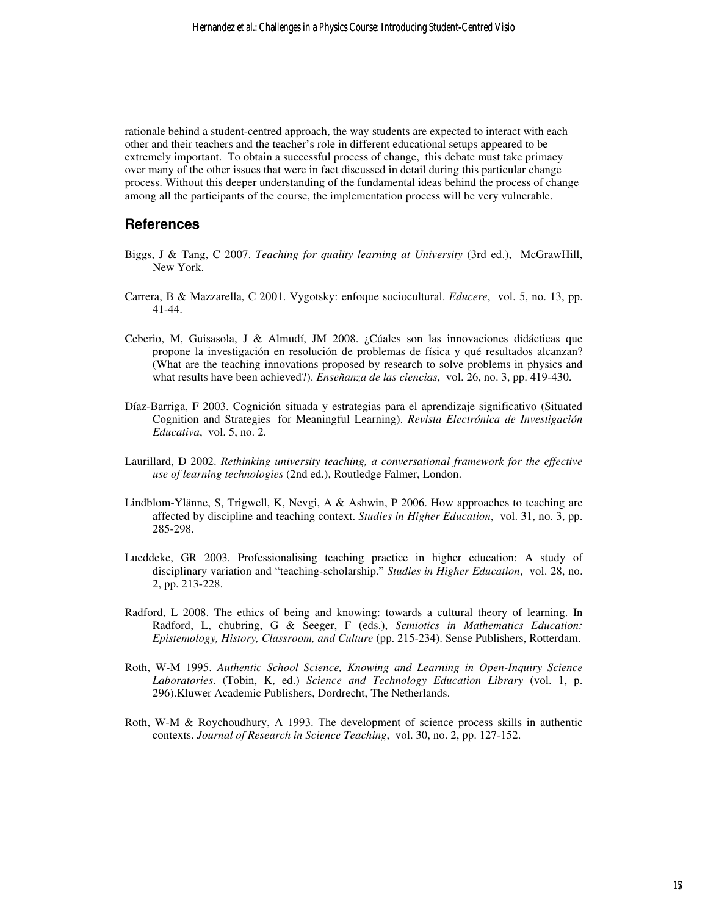rationale behind a student-centred approach, the way students are expected to interact with each other and their teachers and the teacher's role in different educational setups appeared to be extremely important. To obtain a successful process of change, this debate must take primacy over many of the other issues that were in fact discussed in detail during this particular change process. Without this deeper understanding of the fundamental ideas behind the process of change among all the participants of the course, the implementation process will be very vulnerable.

## References

Biggs, J & Tang, C 2007. *Teaching for quality learning at University* (3rd ed.), McGrawHill, New York.

Carrera, B & Mazzarella, C 2001. Vygotsky: enfoque sociocultural. *Educere*, vol. 5, no. 13, pp. 41-44.

Ceberio, M, Guisasola, J & Almudí, JM 2008. ¿Cúales son las innovaciones didácticas que propone la investigación en resolución de problemas de física y qué resultados alcanzan? (What are the teaching innovations proposed by research to solve problems in physics and what results have been achieved?). *Enseñanza de las ciencias*, vol. 26, no. 3, pp. 419-430.

Díaz-Barriga, F 2003. Cognición situada y estrategias para el aprendizaje significativo (Situated Cognition and Strategies for Meaningful Learning). *Revista Electrónica de Investigación Educativa*, vol. 5, no. 2.

Laurillard, D 2002. *Rethinking university teaching, a conversational framework for the effective use of learning technologies* (2nd ed.), Routledge Falmer, London.

Lindblom-Ylänne, S, Trigwell, K, Nevgi, A & Ashwin, P 2006. How approaches to teaching are affected by discipline and teaching context. *Studies in Higher Education*, vol. 31, no. 3, pp. 285-298.

Lueddeke, GR 2003. Professionalising teaching practice in higher education: A study of disciplinary variation and "teaching-scholarship." *Studies in Higher Education*, vol. 28, no. 2, pp. 213-228.

Radford, L 2008. The ethics of being and knowing: towards a cultural theory of learning. In Radford, L, chubring, G & Seeger, F (eds.), *Semiotics in Mathematics Education: Epistemology, History, Classroom, and Culture* (pp. 215-234). Sense Publishers, Rotterdam.

Roth, W-M 1995. *Authentic School Science, Knowing and Learning in Open-Inquiry Science Laboratories*. (Tobin, K, ed.) *Science and Technology Education Library* (vol. 1, p. 296).Kluwer Academic Publishers, Dordrecht, The Netherlands.

Roth, W-M & Roychoudhury, A 1993. The development of science process skills in authentic contexts. *Journal of Research in Science Teaching*, vol. 30, no. 2, pp. 127-152.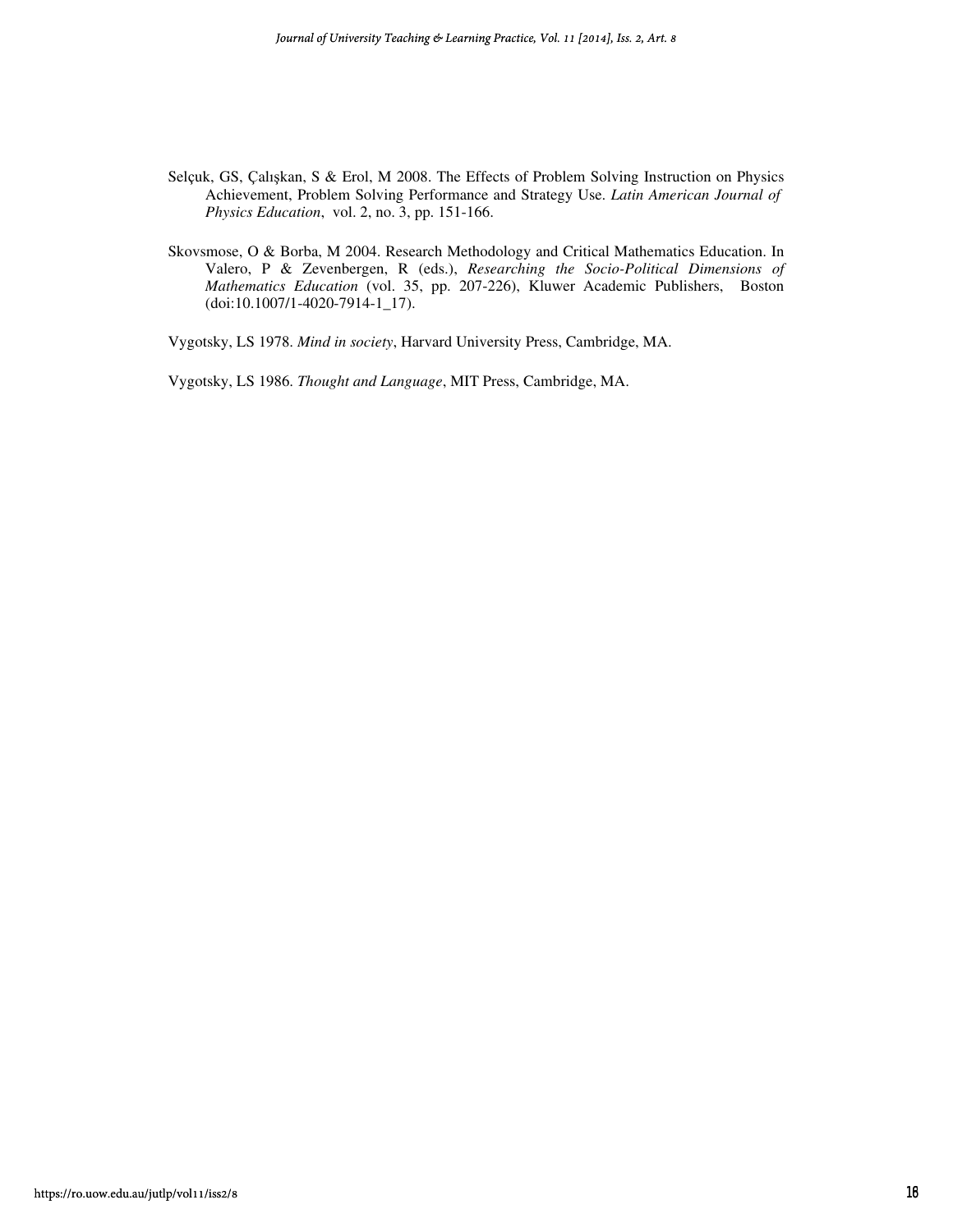Selçuk, GS, Çalışkan, S & Erol, M 2008. The Effects of Problem Solving Instruction on Physics Achievement, Problem Solving Performance and Strategy Use. *Latin American Journal of Physics Education*, vol. 2, no. 3, pp. 151-166.

Skovsmose, O & Borba, M 2004. Research Methodology and Critical Mathematics Education. In Valero, P & Zevenbergen, R (eds.), *Researching the Socio-Political Dimensions of Mathematics Education* (vol. 35, pp. 207-226), Kluwer Academic Publishers, Boston (doi:10.1007/1-4020-7914-1_17).

Vygotsky, LS 1978. *Mind in society*, Harvard University Press, Cambridge, MA.

Vygotsky, LS 1986. *Thought and Language*, MIT Press, Cambridge, MA.